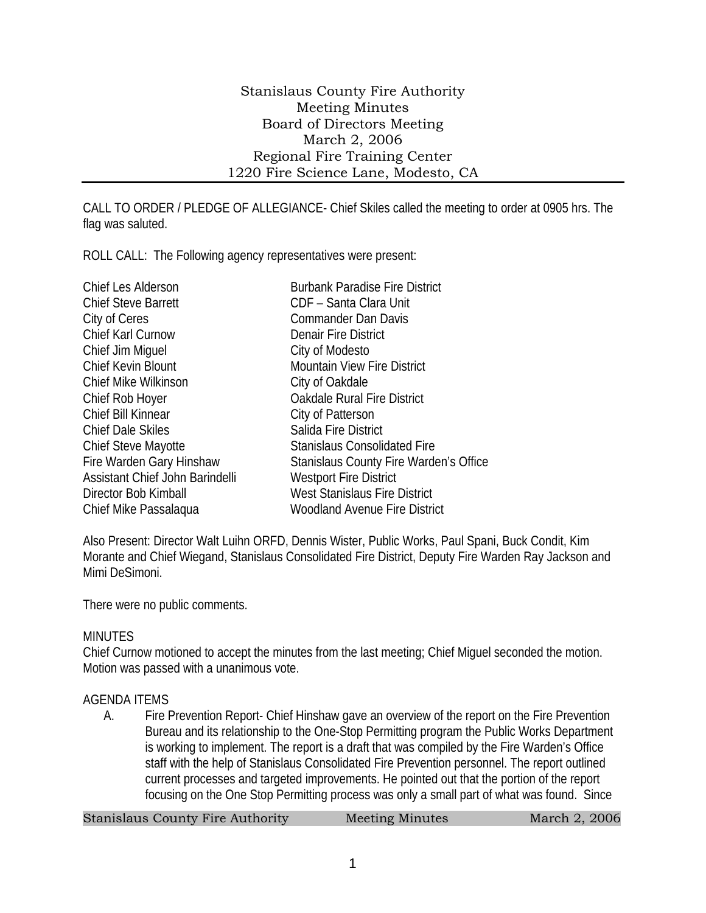# Stanislaus County Fire Authority
## Meeting Minutes
## Board of Directors Meeting
## March 2, 2006
## Regional Fire Training Center
## 1220 Fire Science Lane, Modesto, CA

CALL TO ORDER / PLEDGE OF ALLEGIANCE- Chief Skiles called the meeting to order at 0905 hrs. The flag was saluted.

ROLL CALL: The Following agency representatives were present:

| | |
|---|---|
| Chief Les Alderson | Burbank Paradise Fire District |
| Chief Steve Barrett | CDF – Santa Clara Unit |
| City of Ceres | Commander Dan Davis |
| Chief Karl Curnow | Denair Fire District |
| Chief Jim Miguel | City of Modesto |
| Chief Kevin Blount | Mountain View Fire District |
| Chief Mike Wilkinson | City of Oakdale |
| Chief Rob Hoyer | Oakdale Rural Fire District |
| Chief Bill Kinnear | City of Patterson |
| Chief Dale Skiles | Salida Fire District |
| Chief Steve Mayotte | Stanislaus Consolidated Fire |
| Fire Warden Gary Hinshaw | Stanislaus County Fire Warden's Office |
| Assistant Chief John Barindelli | Westport Fire District |
| Director Bob Kimball | West Stanislaus Fire District |
| Chief Mike Passalaqua | Woodland Avenue Fire District |

Also Present: Director Walt Luihn ORFD, Dennis Wister, Public Works, Paul Spani, Buck Condit, Kim Morante and Chief Wiegand, Stanislaus Consolidated Fire District, Deputy Fire Warden Ray Jackson and Mimi DeSimoni.

There were no public comments.

MINUTES

Chief Curnow motioned to accept the minutes from the last meeting; Chief Miguel seconded the motion. Motion was passed with a unanimous vote.

AGENDA ITEMS

A. Fire Prevention Report- Chief Hinshaw gave an overview of the report on the Fire Prevention Bureau and its relationship to the One-Stop Permitting program the Public Works Department is working to implement. The report is a draft that was compiled by the Fire Warden's Office staff with the help of Stanislaus Consolidated Fire Prevention personnel. The report outlined current processes and targeted improvements. He pointed out that the portion of the report focusing on the One Stop Permitting process was only a small part of what was found. Since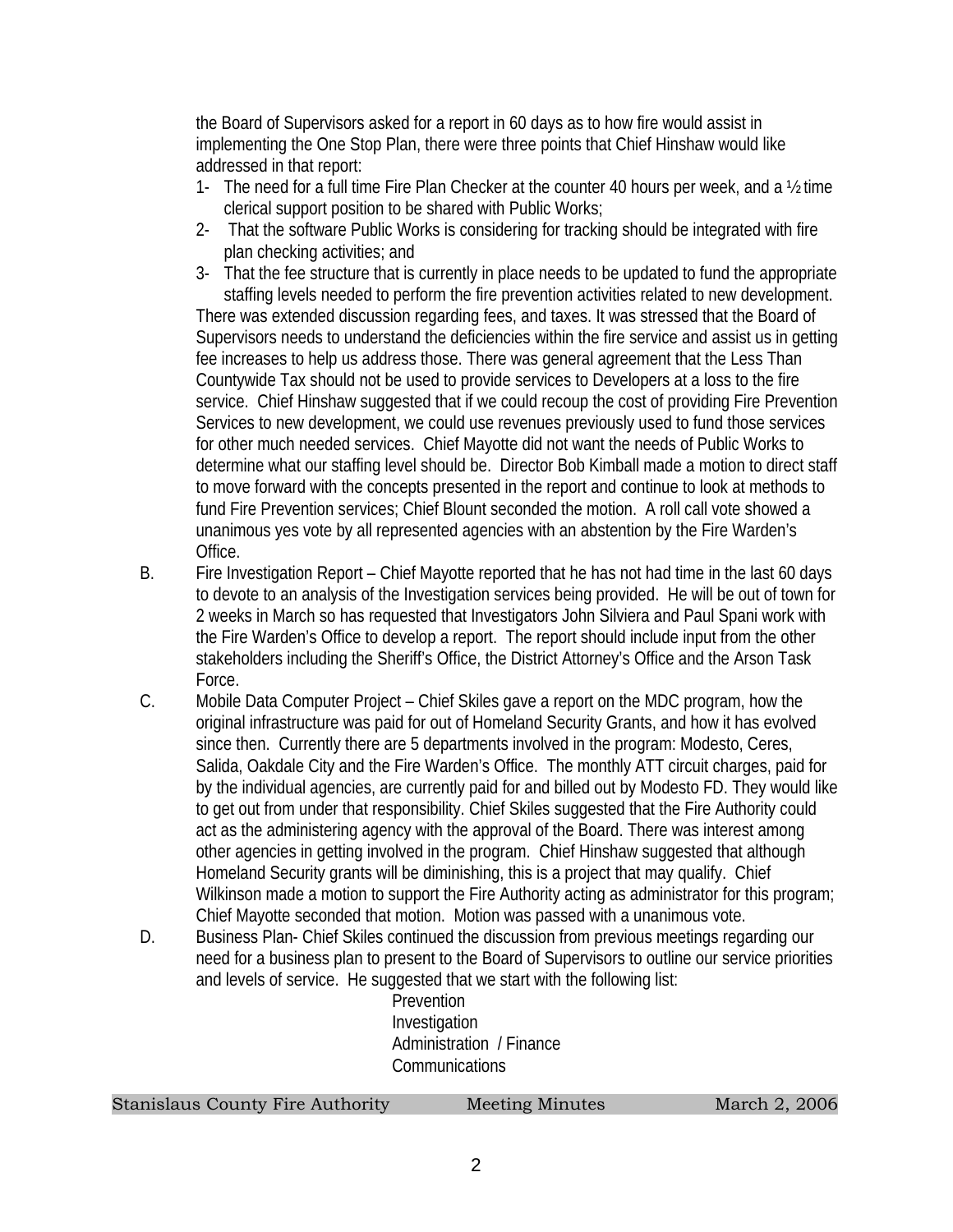the Board of Supervisors asked for a report in 60 days as to how fire would assist in implementing the One Stop Plan, there were three points that Chief Hinshaw would like addressed in that report:

1- The need for a full time Fire Plan Checker at the counter 40 hours per week, and a ½ time clerical support position to be shared with Public Works;
2- That the software Public Works is considering for tracking should be integrated with fire plan checking activities; and
3- That the fee structure that is currently in place needs to be updated to fund the appropriate staffing levels needed to perform the fire prevention activities related to new development.

There was extended discussion regarding fees, and taxes. It was stressed that the Board of Supervisors needs to understand the deficiencies within the fire service and assist us in getting fee increases to help us address those. There was general agreement that the Less Than Countywide Tax should not be used to provide services to Developers at a loss to the fire service. Chief Hinshaw suggested that if we could recoup the cost of providing Fire Prevention Services to new development, we could use revenues previously used to fund those services for other much needed services. Chief Mayotte did not want the needs of Public Works to determine what our staffing level should be. Director Bob Kimball made a motion to direct staff to move forward with the concepts presented in the report and continue to look at methods to fund Fire Prevention services; Chief Blount seconded the motion. A roll call vote showed a unanimous yes vote by all represented agencies with an abstention by the Fire Warden's Office.

B. Fire Investigation Report – Chief Mayotte reported that he has not had time in the last 60 days to devote to an analysis of the Investigation services being provided. He will be out of town for 2 weeks in March so has requested that Investigators John Silviera and Paul Spani work with the Fire Warden's Office to develop a report. The report should include input from the other stakeholders including the Sheriff's Office, the District Attorney's Office and the Arson Task Force.

C. Mobile Data Computer Project – Chief Skiles gave a report on the MDC program, how the original infrastructure was paid for out of Homeland Security Grants, and how it has evolved since then. Currently there are 5 departments involved in the program: Modesto, Ceres, Salida, Oakdale City and the Fire Warden's Office. The monthly ATT circuit charges, paid for by the individual agencies, are currently paid for and billed out by Modesto FD. They would like to get out from under that responsibility. Chief Skiles suggested that the Fire Authority could act as the administering agency with the approval of the Board. There was interest among other agencies in getting involved in the program. Chief Hinshaw suggested that although Homeland Security grants will be diminishing, this is a project that may qualify. Chief Wilkinson made a motion to support the Fire Authority acting as administrator for this program; Chief Mayotte seconded that motion. Motion was passed with a unanimous vote.

D. Business Plan- Chief Skiles continued the discussion from previous meetings regarding our need for a business plan to present to the Board of Supervisors to outline our service priorities and levels of service. He suggested that we start with the following list:

Prevention
Investigation
Administration / Finance
Communications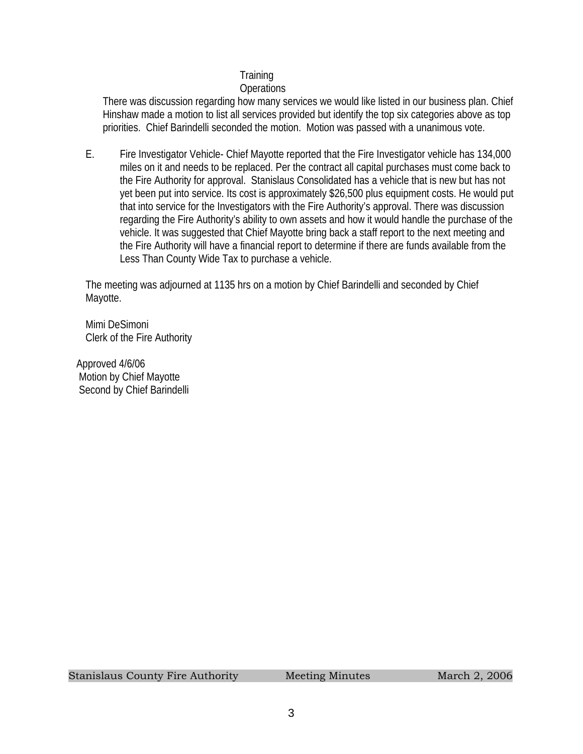Training
Operations

There was discussion regarding how many services we would like listed in our business plan. Chief Hinshaw made a motion to list all services provided but identify the top six categories above as top priorities. Chief Barindelli seconded the motion. Motion was passed with a unanimous vote.

E. Fire Investigator Vehicle- Chief Mayotte reported that the Fire Investigator vehicle has 134,000 miles on it and needs to be replaced. Per the contract all capital purchases must come back to the Fire Authority for approval. Stanislaus Consolidated has a vehicle that is new but has not yet been put into service. Its cost is approximately $26,500 plus equipment costs. He would put that into service for the Investigators with the Fire Authority's approval. There was discussion regarding the Fire Authority's ability to own assets and how it would handle the purchase of the vehicle. It was suggested that Chief Mayotte bring back a staff report to the next meeting and the Fire Authority will have a financial report to determine if there are funds available from the Less Than County Wide Tax to purchase a vehicle.

The meeting was adjourned at 1135 hrs on a motion by Chief Barindelli and seconded by Chief Mayotte.

Mimi DeSimoni
Clerk of the Fire Authority

Approved 4/6/06
Motion by Chief Mayotte
Second by Chief Barindelli